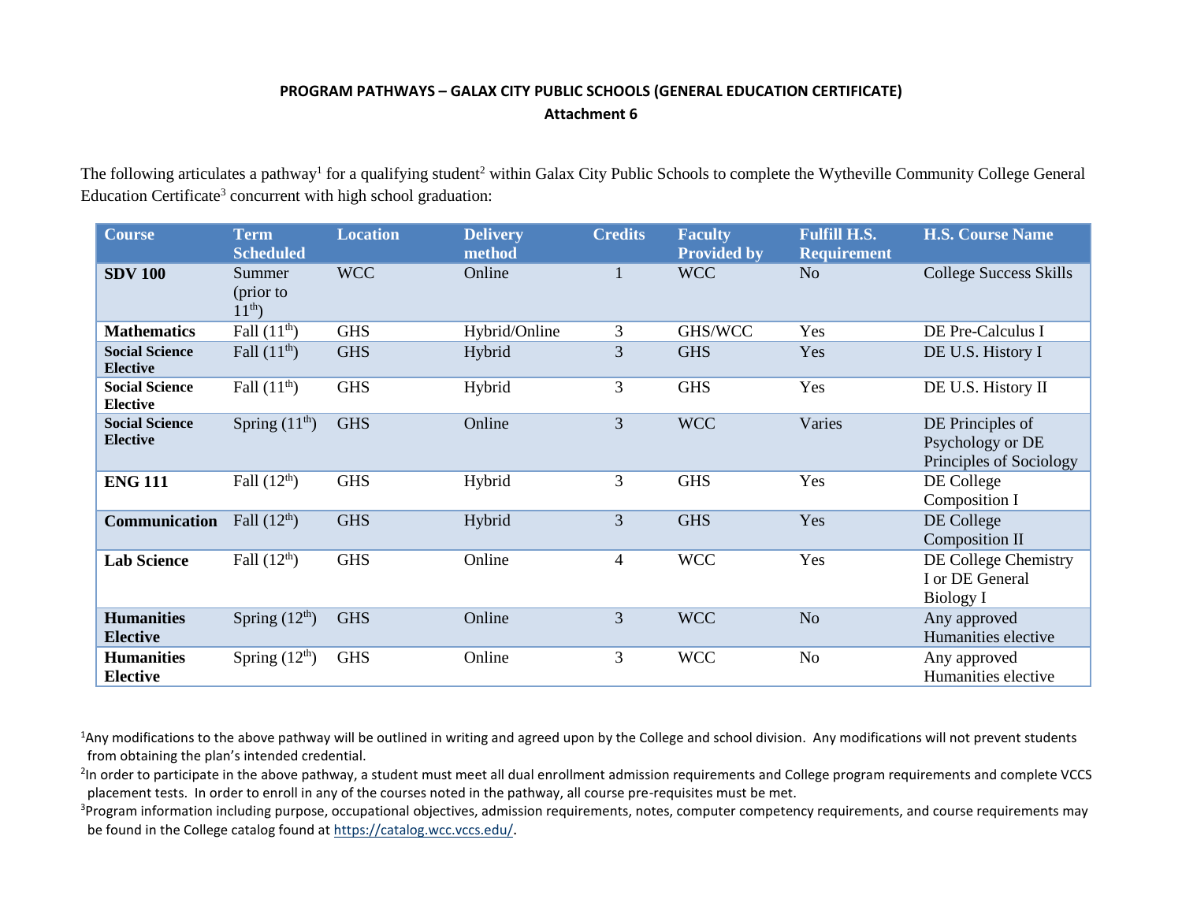**PROGRAM PATHWAYS – GALAX CITY PUBLIC SCHOOLS (GENERAL EDUCATION CERTIFICATE)**

**Attachment 6**

The following articulates a pathway[1] for a qualifying student[2] within Galax City Public Schools to complete the Wytheville Community College General Education Certificate[3] concurrent with high school graduation:

| Course | Term Scheduled | Location | Delivery method | Credits | Faculty Provided by | Fulfill H.S. Requirement | H.S. Course Name |
|---|---|---|---|---|---|---|---|
| **SDV 100** | Summer (prior to 11th) | WCC | Online | 1 | WCC | No | College Success Skills |
| **Mathematics** | Fall (11th) | GHS | Hybrid/Online | 3 | GHS/WCC | Yes | DE Pre-Calculus I |
| **Social Science Elective** | Fall (11th) | GHS | Hybrid | 3 | GHS | Yes | DE U.S. History I |
| **Social Science Elective** | Fall (11th) | GHS | Hybrid | 3 | GHS | Yes | DE U.S. History II |
| **Social Science Elective** | Spring (11th) | GHS | Online | 3 | WCC | Varies | DE Principles of Psychology or DE Principles of Sociology |
| **ENG 111** | Fall (12th) | GHS | Hybrid | 3 | GHS | Yes | DE College Composition I |
| **Communication** | Fall (12th) | GHS | Hybrid | 3 | GHS | Yes | DE College Composition II |
| **Lab Science** | Fall (12th) | GHS | Online | 4 | WCC | Yes | DE College Chemistry I or DE General Biology I |
| **Humanities Elective** | Spring (12th) | GHS | Online | 3 | WCC | No | Any approved Humanities elective |
| **Humanities Elective** | Spring (12th) | GHS | Online | 3 | WCC | No | Any approved Humanities elective |

[1]Any modifications to the above pathway will be outlined in writing and agreed upon by the College and school division. Any modifications will not prevent students from obtaining the plan's intended credential.

[2]In order to participate in the above pathway, a student must meet all dual enrollment admission requirements and College program requirements and complete VCCS placement tests. In order to enroll in any of the courses noted in the pathway, all course pre-requisites must be met.

[3]Program information including purpose, occupational objectives, admission requirements, notes, computer competency requirements, and course requirements may be found in the College catalog found at https://catalog.wcc.vccs.edu/.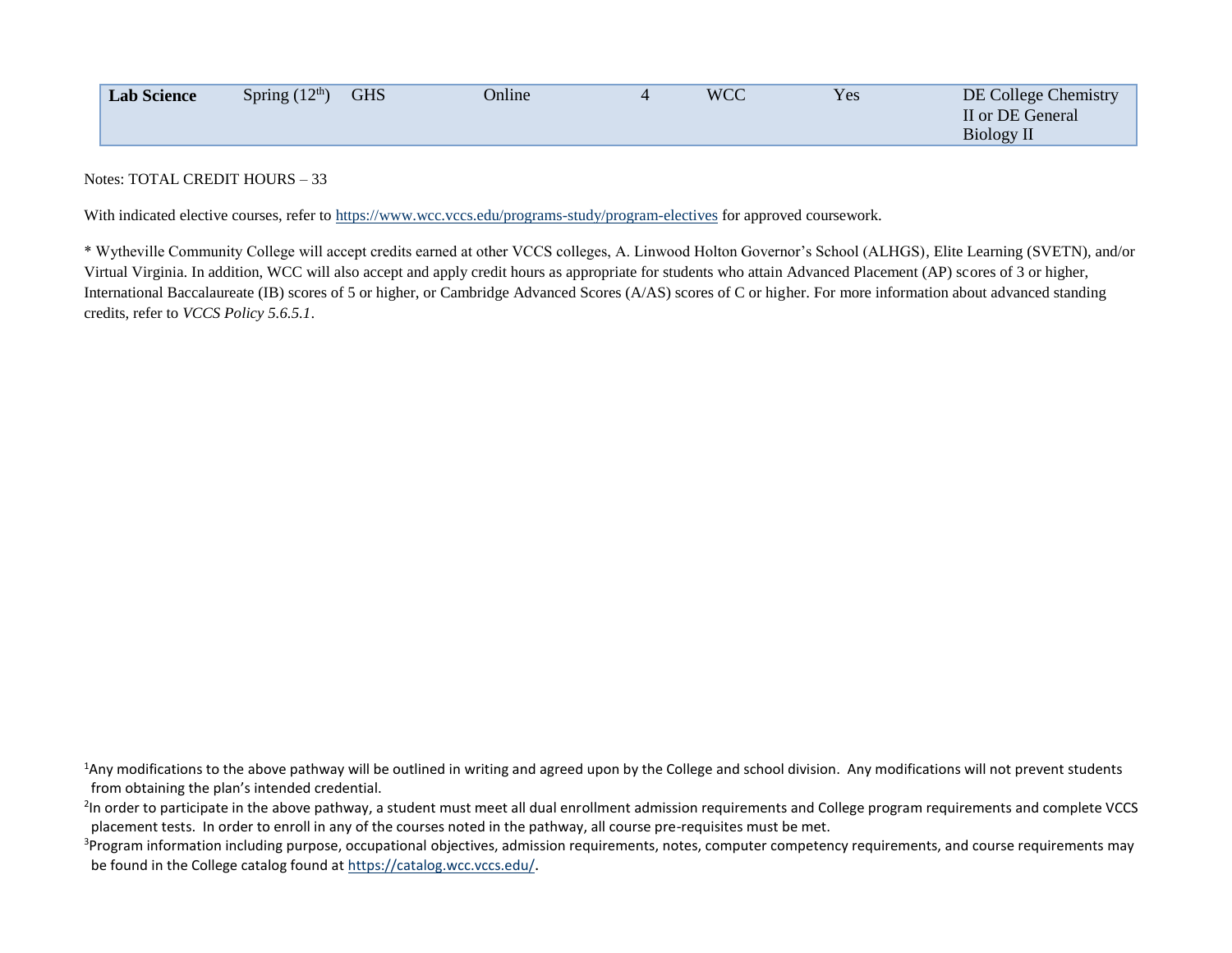| | | | | | | | |
|---|---|---|---|---|---|---|---|
| **Lab Science** | Spring (12th) | GHS | Online | 4 | WCC | Yes | DE College Chemistry II or DE General Biology II |

Notes: TOTAL CREDIT HOURS – 33

With indicated elective courses, refer to https://www.wcc.vccs.edu/programs-study/program-electives for approved coursework.

* Wytheville Community College will accept credits earned at other VCCS colleges, A. Linwood Holton Governor's School (ALHGS), Elite Learning (SVETN), and/or Virtual Virginia. In addition, WCC will also accept and apply credit hours as appropriate for students who attain Advanced Placement (AP) scores of 3 or higher, International Baccalaureate (IB) scores of 5 or higher, or Cambridge Advanced Scores (A/AS) scores of C or higher. For more information about advanced standing credits, refer to *VCCS Policy 5.6.5.1*.

[1]Any modifications to the above pathway will be outlined in writing and agreed upon by the College and school division. Any modifications will not prevent students from obtaining the plan's intended credential.

[2]In order to participate in the above pathway, a student must meet all dual enrollment admission requirements and College program requirements and complete VCCS placement tests. In order to enroll in any of the courses noted in the pathway, all course pre-requisites must be met.

[3]Program information including purpose, occupational objectives, admission requirements, notes, computer competency requirements, and course requirements may be found in the College catalog found at https://catalog.wcc.vccs.edu/.